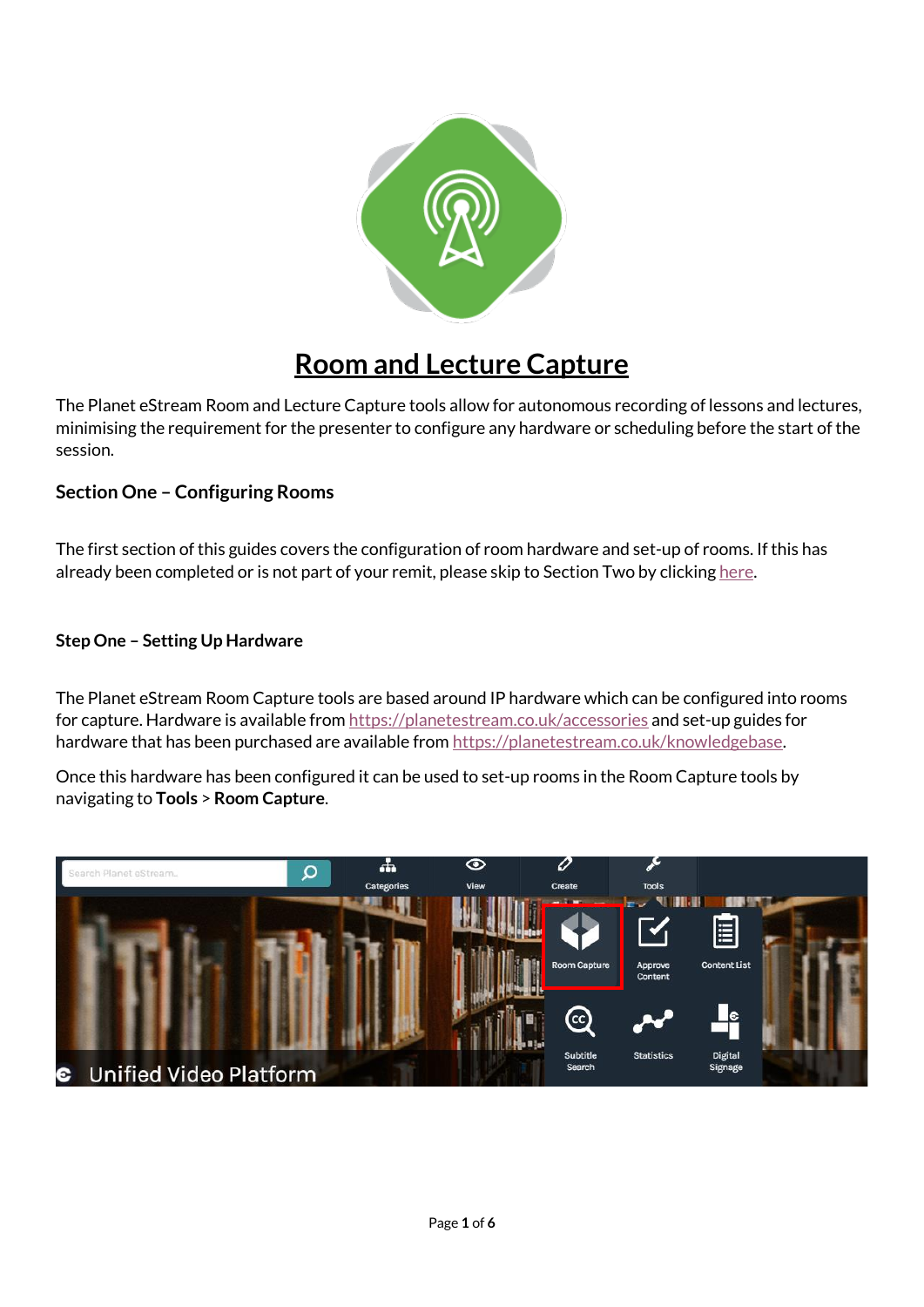# Room and Lecture Capture

The Planet eStream Room and Lecture Capture tools allow for autonomous recording of lessons and lectures, minimising the requirement for the presenter to configure any hardware or scheduling before the start of the session.

## Section One – Configuring Rooms

The first section of this guides covers the configuration of room hardware and set-up of rooms. If this has already been completed or is not part of your remit, please skip to Section Two by clicking here.

### Step One – Setting Up Hardware

The Planet eStream Room Capture tools are based around IP hardware which can be configured into rooms for capture. Hardware is available from https://planetestream.co.uk/accessories and set-up guides for hardware that has been purchased are available from https://planetestream.co.uk/knowledgebase.

Once this hardware has been configured it can be used to set-up rooms in the Room Capture tools by navigating to **Tools** > **Room Capture**.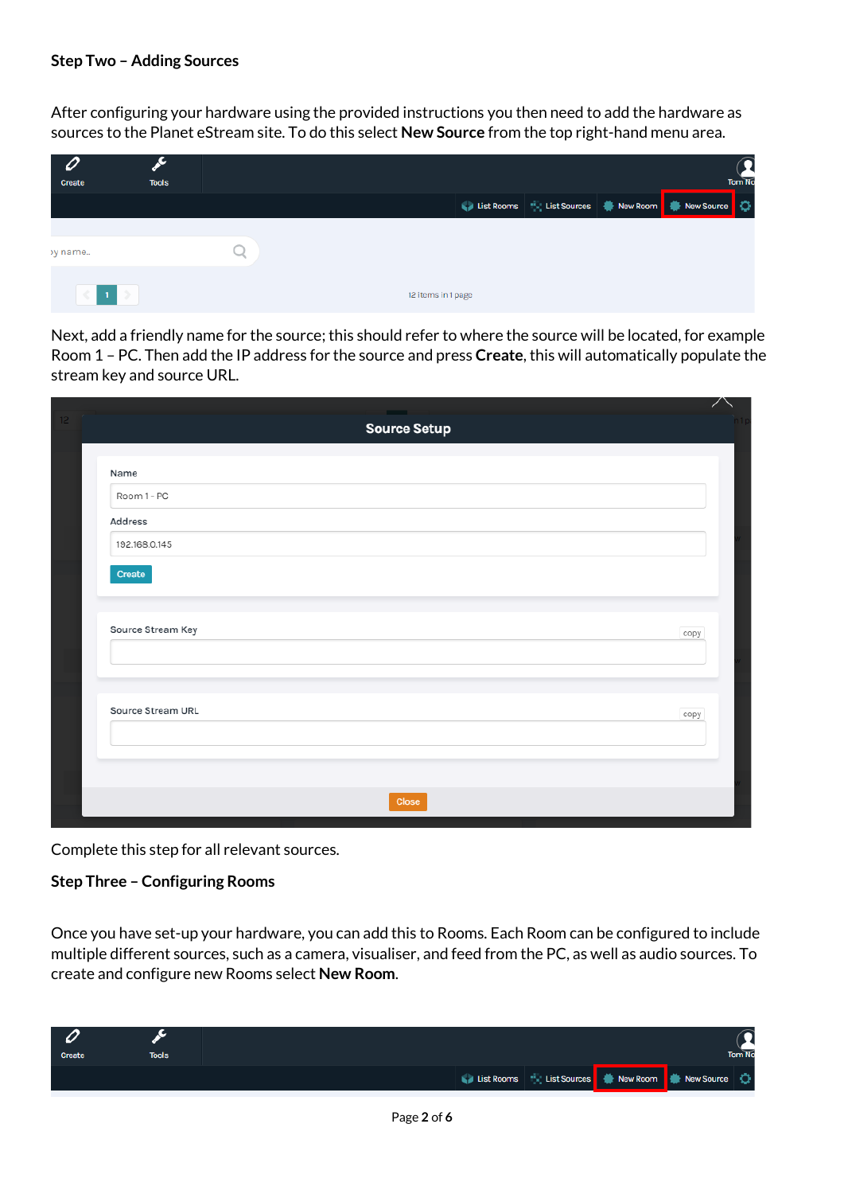**Step Two – Adding Sources**

After configuring your hardware using the provided instructions you then need to add the hardware as sources to the Planet eStream site. To do this select **New Source** from the top right-hand menu area.

Next, add a friendly name for the source; this should refer to where the source will be located, for example Room 1 – PC. Then add the IP address for the source and press **Create**, this will automatically populate the stream key and source URL.

Complete this step for all relevant sources.

**Step Three – Configuring Rooms**

Once you have set-up your hardware, you can add this to Rooms. Each Room can be configured to include multiple different sources, such as a camera, visualiser, and feed from the PC, as well as audio sources. To create and configure new Rooms select **New Room**.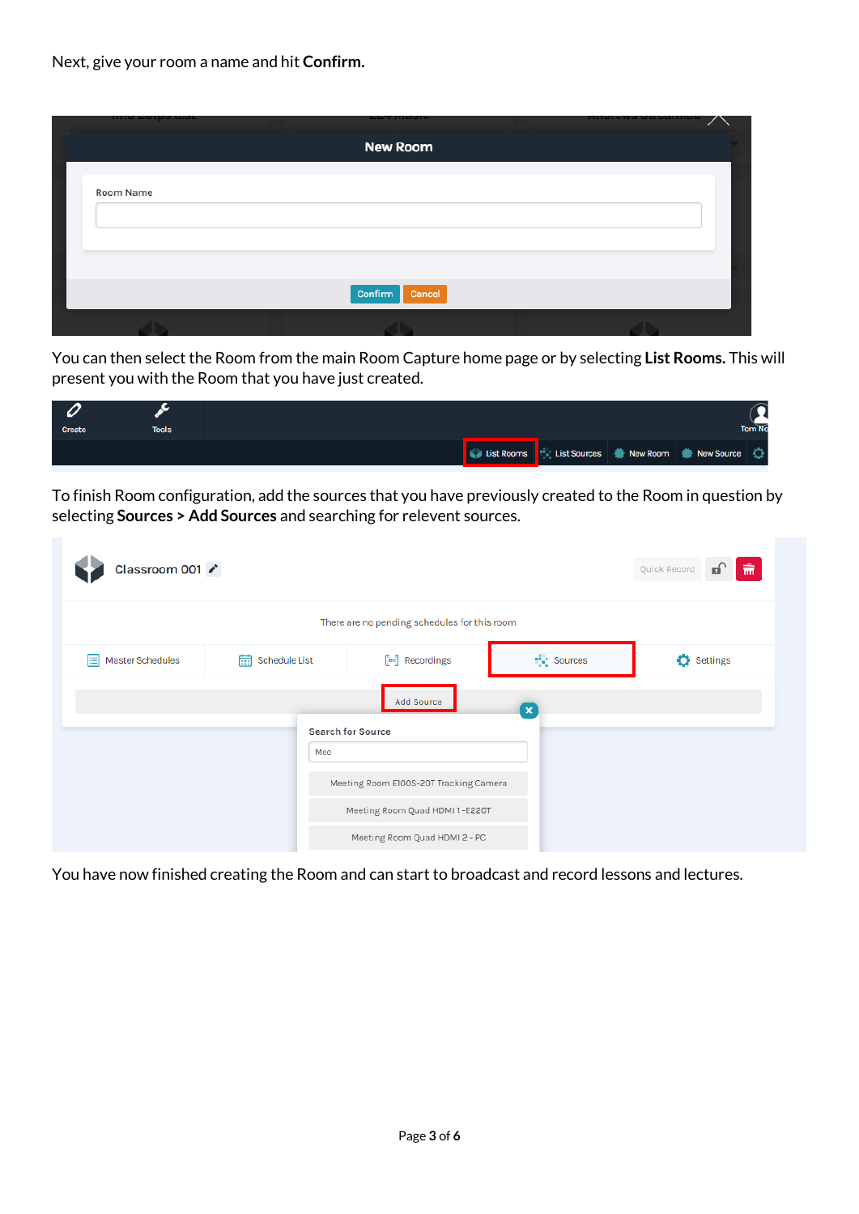Next, give your room a name and hit **Confirm.**

You can then select the Room from the main Room Capture home page or by selecting **List Rooms.** This will present you with the Room that you have just created.

To finish Room configuration, add the sources that you have previously created to the Room in question by selecting **Sources > Add Sources** and searching for relevent sources.

You have now finished creating the Room and can start to broadcast and record lessons and lectures.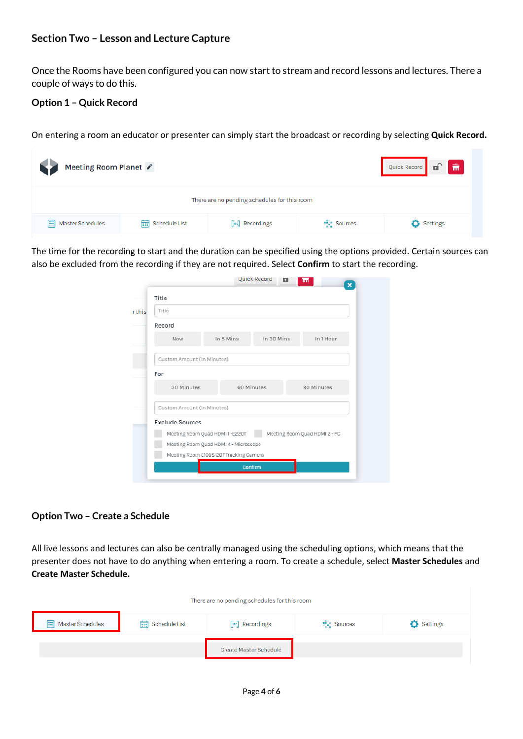## Section Two – Lesson and Lecture Capture

Once the Rooms have been configured you can now start to stream and record lessons and lectures. There a couple of ways to do this.

### Option 1 – Quick Record

On entering a room an educator or presenter can simply start the broadcast or recording by selecting **Quick Record.**

The time for the recording to start and the duration can be specified using the options provided. Certain sources can also be excluded from the recording if they are not required. Select **Confirm** to start the recording.

### Option Two – Create a Schedule

All live lessons and lectures can also be centrally managed using the scheduling options, which means that the presenter does not have to do anything when entering a room. To create a schedule, select **Master Schedules** and **Create Master Schedule.**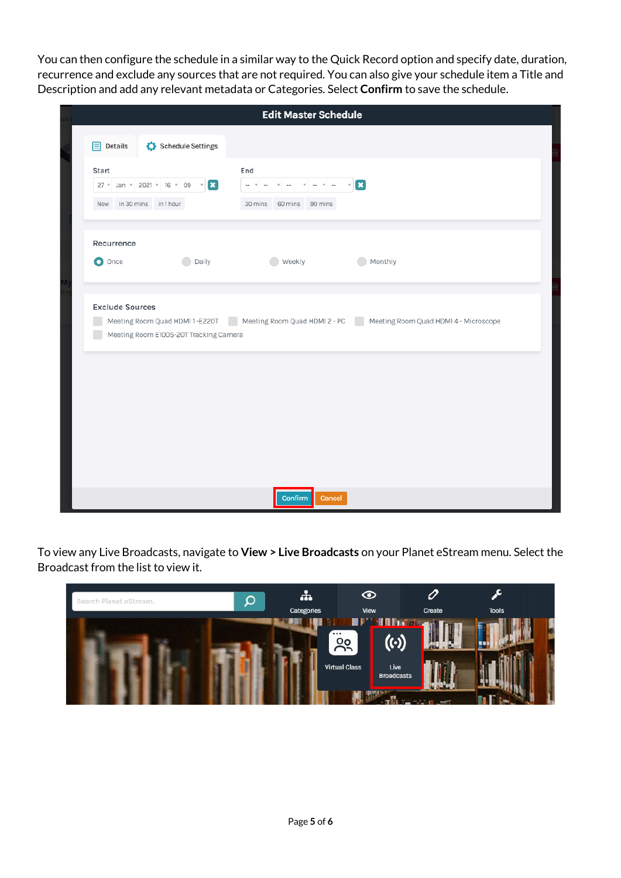You can then configure the schedule in a similar way to the Quick Record option and specify date, duration, recurrence and exclude any sources that are not required. You can also give your schedule item a Title and Description and add any relevant metadata or Categories. Select **Confirm** to save the schedule.

To view any Live Broadcasts, navigate to **View > Live Broadcasts** on your Planet eStream menu. Select the Broadcast from the list to view it.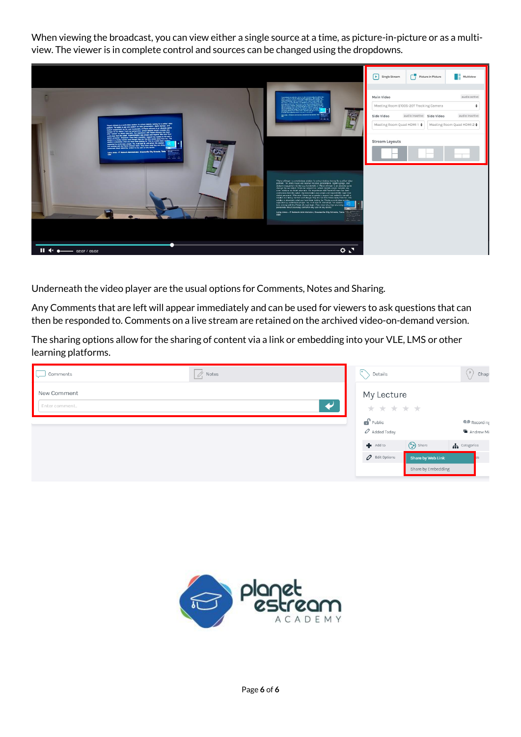When viewing the broadcast, you can view either a single source at a time, as picture-in-picture or as a multi-view. The viewer is in complete control and sources can be changed using the dropdowns.

Underneath the video player are the usual options for Comments, Notes and Sharing.

Any Comments that are left will appear immediately and can be used for viewers to ask questions that can then be responded to. Comments on a live stream are retained on the archived video-on-demand version.

The sharing options allow for the sharing of content via a link or embedding into your VLE, LMS or other learning platforms.